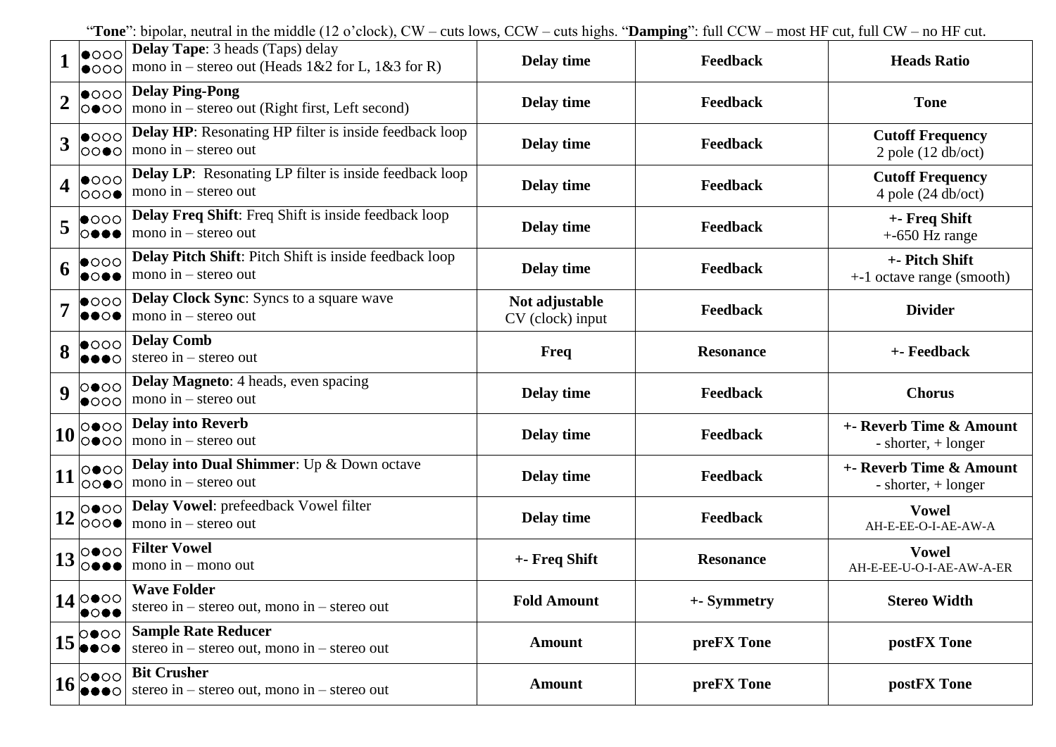"**Tone**": bipolar, neutral in the middle (12 o'clock), CW – cuts lows, CCW – cuts highs. "**Damping**": full CCW – most HF cut, full CW – no HF cut.

| # | LEDs | Effect | | | |
|---|---|---|---|---|---|
| **1** | ●○○○ ●○○○ | **Delay Tape**: 3 heads (Taps) delay<br>mono in – stereo out (Heads 1&2 for L, 1&3 for R) | **Delay time** | **Feedback** | **Heads Ratio** |
| **2** | ●○○○ ○●○○ | **Delay Ping-Pong**<br>mono in – stereo out (Right first, Left second) | **Delay time** | **Feedback** | **Tone** |
| **3** | ●○○○ ○○●○ | **Delay HP**: Resonating HP filter is inside feedback loop<br>mono in – stereo out | **Delay time** | **Feedback** | **Cutoff Frequency**<br>2 pole (12 db/oct) |
| **4** | ●○○○ ○○○● | **Delay LP**: Resonating LP filter is inside feedback loop<br>mono in – stereo out | **Delay time** | **Feedback** | **Cutoff Frequency**<br>4 pole (24 db/oct) |
| **5** | ●○○○ ○●●● | **Delay Freq Shift**: Freq Shift is inside feedback loop<br>mono in – stereo out | **Delay time** | **Feedback** | **+- Freq Shift**<br>+-650 Hz range |
| **6** | ●○○○ ●○●● | **Delay Pitch Shift**: Pitch Shift is inside feedback loop<br>mono in – stereo out | **Delay time** | **Feedback** | **+- Pitch Shift**<br>+-1 octave range (smooth) |
| **7** | ●○○○ ●●○● | **Delay Clock Sync**: Syncs to a square wave<br>mono in – stereo out | **Not adjustable**<br>CV (clock) input | **Feedback** | **Divider** |
| **8** | ●○○○ ●●●○ | **Delay Comb**<br>stereo in – stereo out | **Freq** | **Resonance** | **+- Feedback** |
| **9** | ○●○○ ●○○○ | **Delay Magneto**: 4 heads, even spacing<br>mono in – stereo out | **Delay time** | **Feedback** | **Chorus** |
| **10** | ○●○○ ○●○○ | **Delay into Reverb**<br>mono in – stereo out | **Delay time** | **Feedback** | **+- Reverb Time & Amount**<br>- shorter, + longer |
| **11** | ○●○○ ○○●○ | **Delay into Dual Shimmer**: Up & Down octave<br>mono in – stereo out | **Delay time** | **Feedback** | **+- Reverb Time & Amount**<br>- shorter, + longer |
| **12** | ○●○○ ○○○● | **Delay Vowel**: prefeedback Vowel filter<br>mono in – stereo out | **Delay time** | **Feedback** | **Vowel**<br>AH-E-EE-O-I-AE-AW-A |
| **13** | ○●○○ ○●●● | **Filter Vowel**<br>mono in – mono out | **+- Freq Shift** | **Resonance** | **Vowel**<br>AH-E-EE-U-O-I-AE-AW-A-ER |
| **14** | ○●○○ ●○●● | **Wave Folder**<br>stereo in – stereo out, mono in – stereo out | **Fold Amount** | **+- Symmetry** | **Stereo Width** |
| **15** | ○●○○ ●●○● | **Sample Rate Reducer**<br>stereo in – stereo out, mono in – stereo out | **Amount** | **preFX Tone** | **postFX Tone** |
| **16** | ○●○○ ●●●○ | **Bit Crusher**<br>stereo in – stereo out, mono in – stereo out | **Amount** | **preFX Tone** | **postFX Tone** |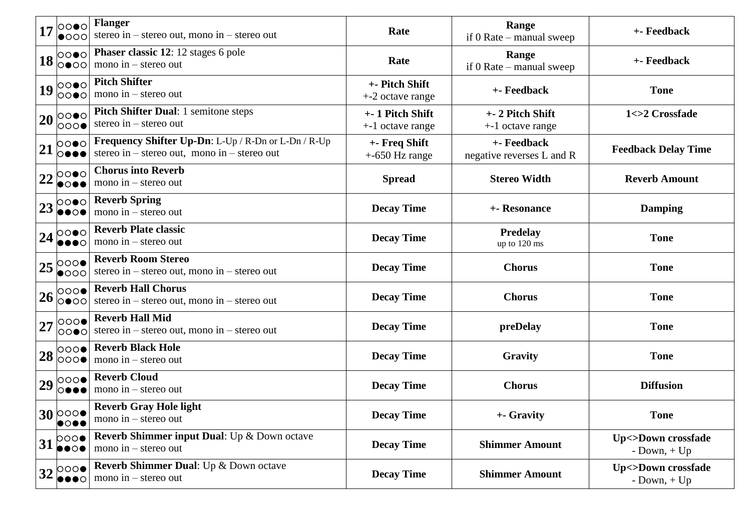| | | | | | |
|---|---|---|---|---|---|
| 17 | ○○●○ ●○○○ | **Flanger** stereo in – stereo out, mono in – stereo out | **Rate** | **Range** if 0 Rate – manual sweep | **+- Feedback** |
| 18 | ○○●○ ○●○○ | **Phaser classic 12**: 12 stages 6 pole mono in – stereo out | **Rate** | **Range** if 0 Rate – manual sweep | **+- Feedback** |
| 19 | ○○●○ ○○●○ | **Pitch Shifter** mono in – stereo out | **+- Pitch Shift** +-2 octave range | **+- Feedback** | **Tone** |
| 20 | ○○●○ ○○○● | **Pitch Shifter Dual**: 1 semitone steps stereo in – stereo out | **+- 1 Pitch Shift** +-1 octave range | **+- 2 Pitch Shift** +-1 octave range | **1<>2 Crossfade** |
| 21 | ○○●○ ○●●● | **Frequency Shifter Up-Dn**: L-Up / R-Dn or L-Dn / R-Up stereo in – stereo out, mono in – stereo out | **+- Freq Shift** +-650 Hz range | **+- Feedback** negative reverses L and R | **Feedback Delay Time** |
| 22 | ○○●○ ●○●● | **Chorus into Reverb** mono in – stereo out | **Spread** | **Stereo Width** | **Reverb Amount** |
| 23 | ○○●○ ●●○● | **Reverb Spring** mono in – stereo out | **Decay Time** | **+- Resonance** | **Damping** |
| 24 | ○○●○ ●●●○ | **Reverb Plate classic** mono in – stereo out | **Decay Time** | **Predelay** up to 120 ms | **Tone** |
| 25 | ○○○● ●○○○ | **Reverb Room Stereo** stereo in – stereo out, mono in – stereo out | **Decay Time** | **Chorus** | **Tone** |
| 26 | ○○○● ○●○○ | **Reverb Hall Chorus** stereo in – stereo out, mono in – stereo out | **Decay Time** | **Chorus** | **Tone** |
| 27 | ○○○● ○○●○ | **Reverb Hall Mid** stereo in – stereo out, mono in – stereo out | **Decay Time** | **preDelay** | **Tone** |
| 28 | ○○○● ○○○● | **Reverb Black Hole** mono in – stereo out | **Decay Time** | **Gravity** | **Tone** |
| 29 | ○○○● ○●●● | **Reverb Cloud** mono in – stereo out | **Decay Time** | **Chorus** | **Diffusion** |
| 30 | ○○○● ●○●● | **Reverb Gray Hole light** mono in – stereo out | **Decay Time** | **+- Gravity** | **Tone** |
| 31 | ○○○● ●●○● | **Reverb Shimmer input Dual**: Up & Down octave mono in – stereo out | **Decay Time** | **Shimmer Amount** | **Up<>Down crossfade** - Down, + Up |
| 32 | ○○○● ●●●○ | **Reverb Shimmer Dual**: Up & Down octave mono in – stereo out | **Decay Time** | **Shimmer Amount** | **Up<>Down crossfade** - Down, + Up |